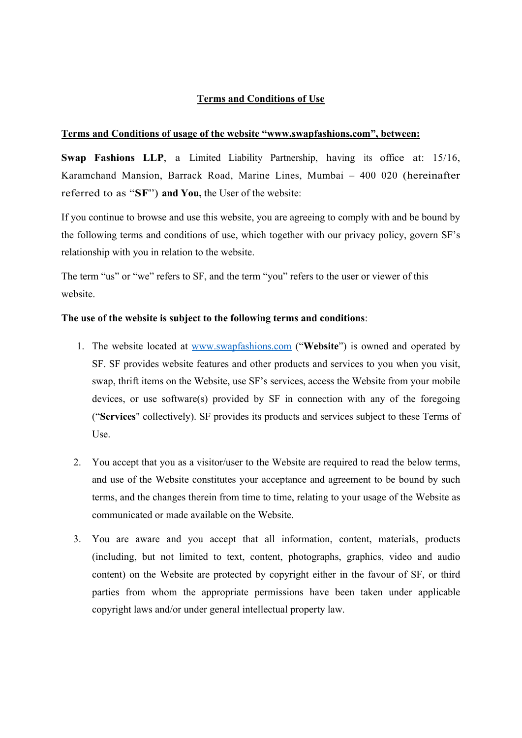**<u>Terms and Conditions of Use</u>**

**<u>Terms and Conditions of usage of the website "www.swapfashions.com", between:</u>**

**Swap Fashions LLP**, a Limited Liability Partnership, having its office at: 15/16, Karamchand Mansion, Barrack Road, Marine Lines, Mumbai – 400 020 (hereinafter referred to as "**SF**") **and You,** the User of the website:

If you continue to browse and use this website, you are agreeing to comply with and be bound by the following terms and conditions of use, which together with our privacy policy, govern SF's relationship with you in relation to the website.

The term "us" or "we" refers to SF, and the term "you" refers to the user or viewer of this website.

**The use of the website is subject to the following terms and conditions**:

1. The website located at www.swapfashions.com ("**Website**") is owned and operated by SF. SF provides website features and other products and services to you when you visit, swap, thrift items on the Website, use SF's services, access the Website from your mobile devices, or use software(s) provided by SF in connection with any of the foregoing ("**Services**" collectively). SF provides its products and services subject to these Terms of Use.

2. You accept that you as a visitor/user to the Website are required to read the below terms, and use of the Website constitutes your acceptance and agreement to be bound by such terms, and the changes therein from time to time, relating to your usage of the Website as communicated or made available on the Website.

3. You are aware and you accept that all information, content, materials, products (including, but not limited to text, content, photographs, graphics, video and audio content) on the Website are protected by copyright either in the favour of SF, or third parties from whom the appropriate permissions have been taken under applicable copyright laws and/or under general intellectual property law.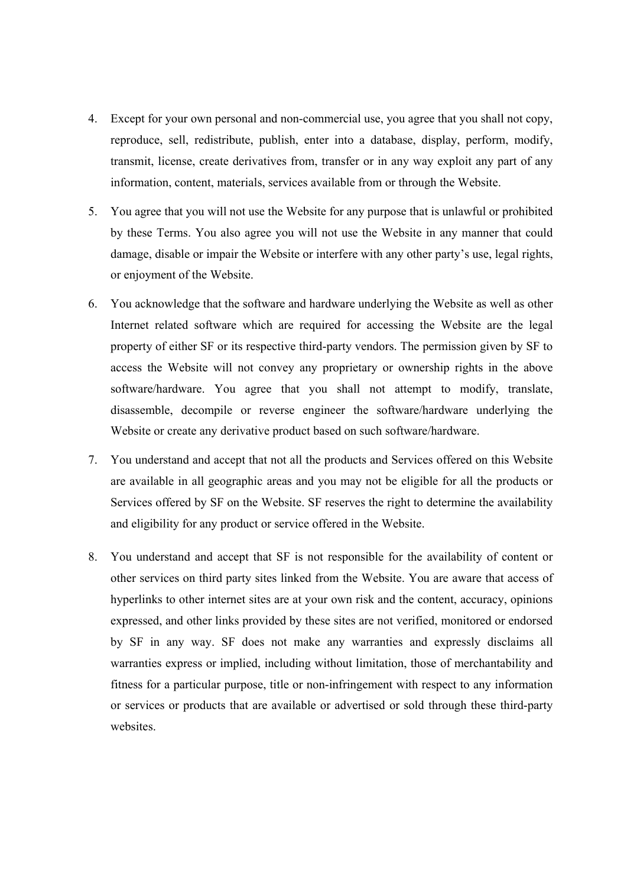4. Except for your own personal and non-commercial use, you agree that you shall not copy, reproduce, sell, redistribute, publish, enter into a database, display, perform, modify, transmit, license, create derivatives from, transfer or in any way exploit any part of any information, content, materials, services available from or through the Website.

5. You agree that you will not use the Website for any purpose that is unlawful or prohibited by these Terms. You also agree you will not use the Website in any manner that could damage, disable or impair the Website or interfere with any other party's use, legal rights, or enjoyment of the Website.

6. You acknowledge that the software and hardware underlying the Website as well as other Internet related software which are required for accessing the Website are the legal property of either SF or its respective third-party vendors. The permission given by SF to access the Website will not convey any proprietary or ownership rights in the above software/hardware. You agree that you shall not attempt to modify, translate, disassemble, decompile or reverse engineer the software/hardware underlying the Website or create any derivative product based on such software/hardware.

7. You understand and accept that not all the products and Services offered on this Website are available in all geographic areas and you may not be eligible for all the products or Services offered by SF on the Website. SF reserves the right to determine the availability and eligibility for any product or service offered in the Website.

8. You understand and accept that SF is not responsible for the availability of content or other services on third party sites linked from the Website. You are aware that access of hyperlinks to other internet sites are at your own risk and the content, accuracy, opinions expressed, and other links provided by these sites are not verified, monitored or endorsed by SF in any way. SF does not make any warranties and expressly disclaims all warranties express or implied, including without limitation, those of merchantability and fitness for a particular purpose, title or non-infringement with respect to any information or services or products that are available or advertised or sold through these third-party websites.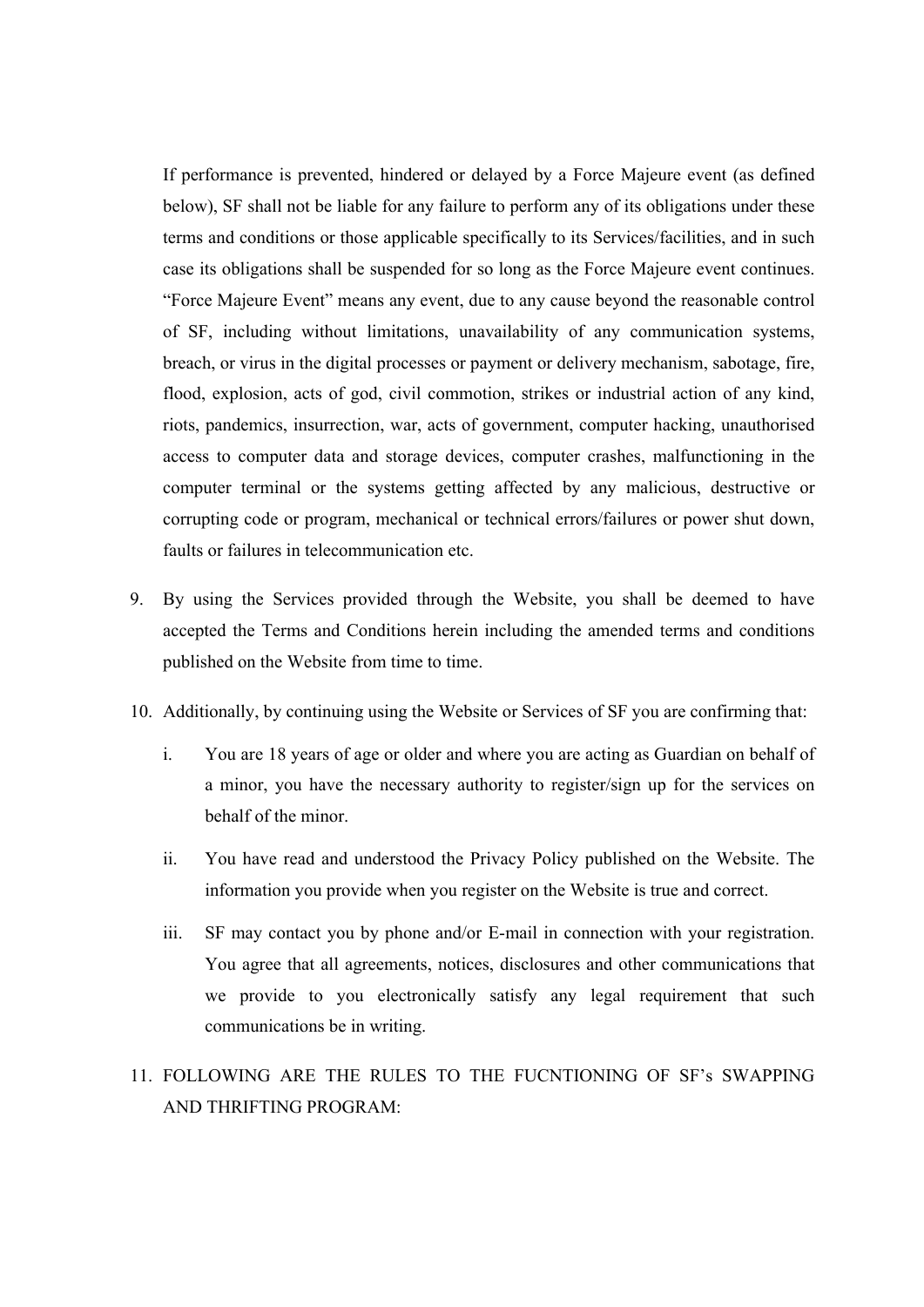If performance is prevented, hindered or delayed by a Force Majeure event (as defined below), SF shall not be liable for any failure to perform any of its obligations under these terms and conditions or those applicable specifically to its Services/facilities, and in such case its obligations shall be suspended for so long as the Force Majeure event continues. "Force Majeure Event" means any event, due to any cause beyond the reasonable control of SF, including without limitations, unavailability of any communication systems, breach, or virus in the digital processes or payment or delivery mechanism, sabotage, fire, flood, explosion, acts of god, civil commotion, strikes or industrial action of any kind, riots, pandemics, insurrection, war, acts of government, computer hacking, unauthorised access to computer data and storage devices, computer crashes, malfunctioning in the computer terminal or the systems getting affected by any malicious, destructive or corrupting code or program, mechanical or technical errors/failures or power shut down, faults or failures in telecommunication etc.

9. By using the Services provided through the Website, you shall be deemed to have accepted the Terms and Conditions herein including the amended terms and conditions published on the Website from time to time.

10. Additionally, by continuing using the Website or Services of SF you are confirming that:

    i. You are 18 years of age or older and where you are acting as Guardian on behalf of a minor, you have the necessary authority to register/sign up for the services on behalf of the minor.

    ii. You have read and understood the Privacy Policy published on the Website. The information you provide when you register on the Website is true and correct.

    iii. SF may contact you by phone and/or E-mail in connection with your registration. You agree that all agreements, notices, disclosures and other communications that we provide to you electronically satisfy any legal requirement that such communications be in writing.

11. FOLLOWING ARE THE RULES TO THE FUCNTIONING OF SF's SWAPPING AND THRIFTING PROGRAM: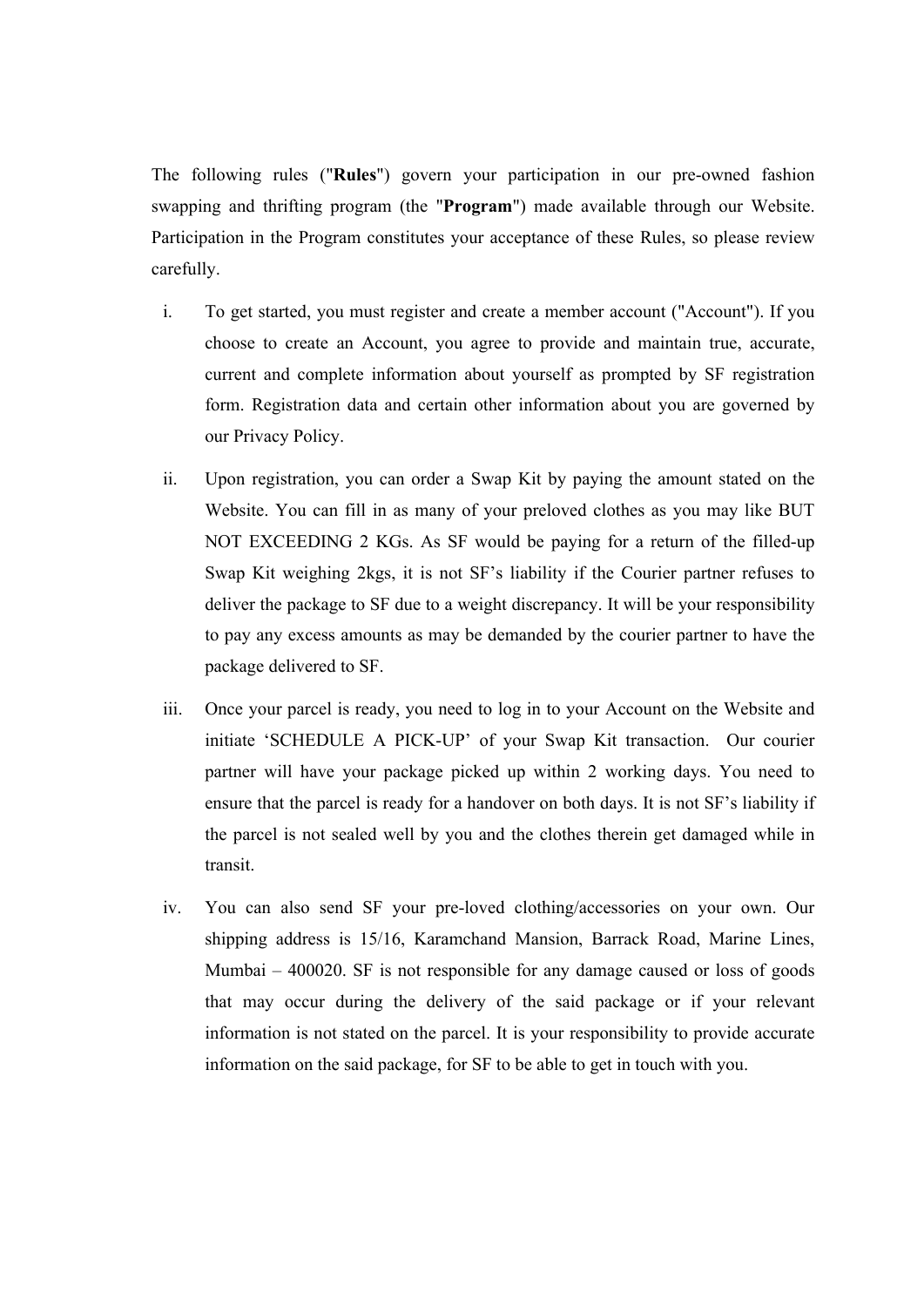The following rules ("**Rules**") govern your participation in our pre-owned fashion swapping and thrifting program (the "**Program**") made available through our Website. Participation in the Program constitutes your acceptance of these Rules, so please review carefully.

i. To get started, you must register and create a member account ("Account"). If you choose to create an Account, you agree to provide and maintain true, accurate, current and complete information about yourself as prompted by SF registration form. Registration data and certain other information about you are governed by our Privacy Policy.

ii. Upon registration, you can order a Swap Kit by paying the amount stated on the Website. You can fill in as many of your preloved clothes as you may like BUT NOT EXCEEDING 2 KGs. As SF would be paying for a return of the filled-up Swap Kit weighing 2kgs, it is not SF's liability if the Courier partner refuses to deliver the package to SF due to a weight discrepancy. It will be your responsibility to pay any excess amounts as may be demanded by the courier partner to have the package delivered to SF.

iii. Once your parcel is ready, you need to log in to your Account on the Website and initiate 'SCHEDULE A PICK-UP' of your Swap Kit transaction. Our courier partner will have your package picked up within 2 working days. You need to ensure that the parcel is ready for a handover on both days. It is not SF's liability if the parcel is not sealed well by you and the clothes therein get damaged while in transit.

iv. You can also send SF your pre-loved clothing/accessories on your own. Our shipping address is 15/16, Karamchand Mansion, Barrack Road, Marine Lines, Mumbai – 400020. SF is not responsible for any damage caused or loss of goods that may occur during the delivery of the said package or if your relevant information is not stated on the parcel. It is your responsibility to provide accurate information on the said package, for SF to be able to get in touch with you.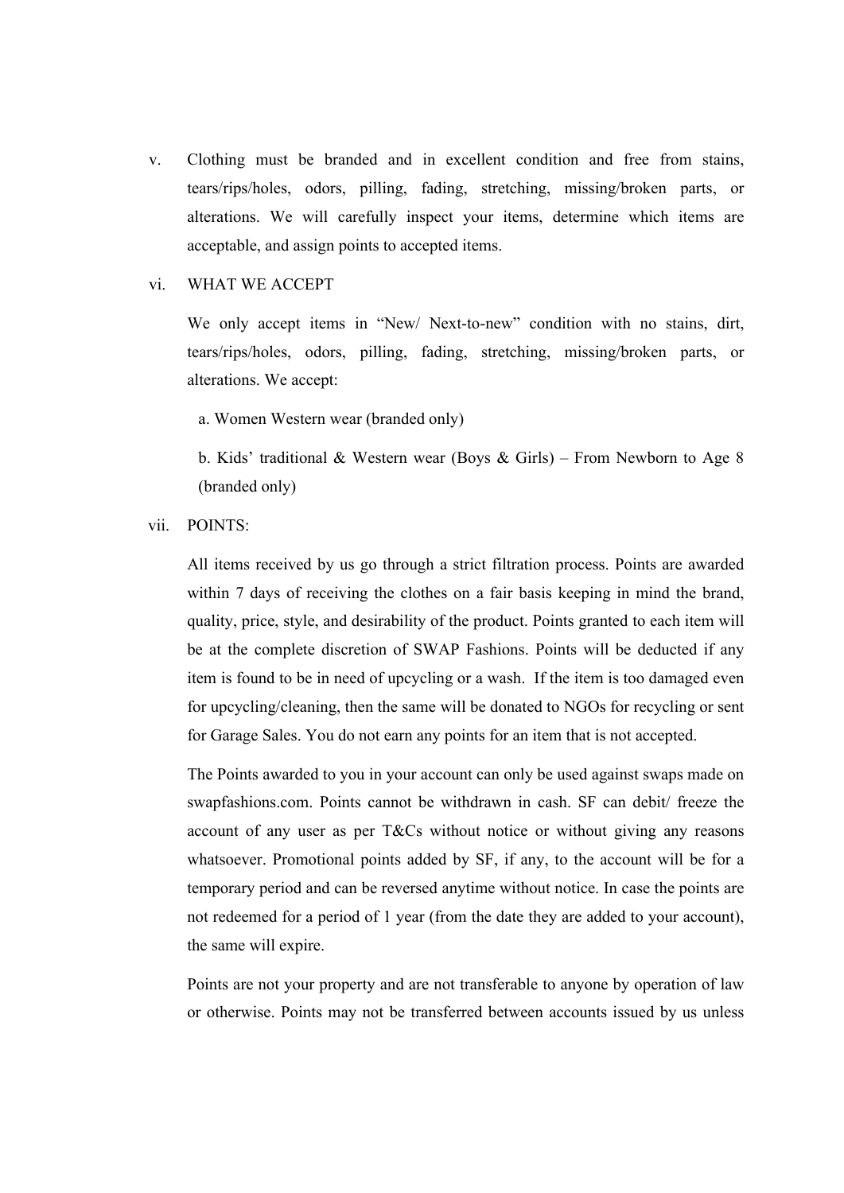v. Clothing must be branded and in excellent condition and free from stains, tears/rips/holes, odors, pilling, fading, stretching, missing/broken parts, or alterations. We will carefully inspect your items, determine which items are acceptable, and assign points to accepted items.

vi. WHAT WE ACCEPT

We only accept items in “New/ Next-to-new” condition with no stains, dirt, tears/rips/holes, odors, pilling, fading, stretching, missing/broken parts, or alterations. We accept:

a. Women Western wear (branded only)

b. Kids’ traditional & Western wear (Boys & Girls) – From Newborn to Age 8 (branded only)

vii. POINTS:

All items received by us go through a strict filtration process. Points are awarded within 7 days of receiving the clothes on a fair basis keeping in mind the brand, quality, price, style, and desirability of the product. Points granted to each item will be at the complete discretion of SWAP Fashions. Points will be deducted if any item is found to be in need of upcycling or a wash. If the item is too damaged even for upcycling/cleaning, then the same will be donated to NGOs for recycling or sent for Garage Sales. You do not earn any points for an item that is not accepted.

The Points awarded to you in your account can only be used against swaps made on swapfashions.com. Points cannot be withdrawn in cash. SF can debit/ freeze the account of any user as per T&Cs without notice or without giving any reasons whatsoever. Promotional points added by SF, if any, to the account will be for a temporary period and can be reversed anytime without notice. In case the points are not redeemed for a period of 1 year (from the date they are added to your account), the same will expire.

Points are not your property and are not transferable to anyone by operation of law or otherwise. Points may not be transferred between accounts issued by us unless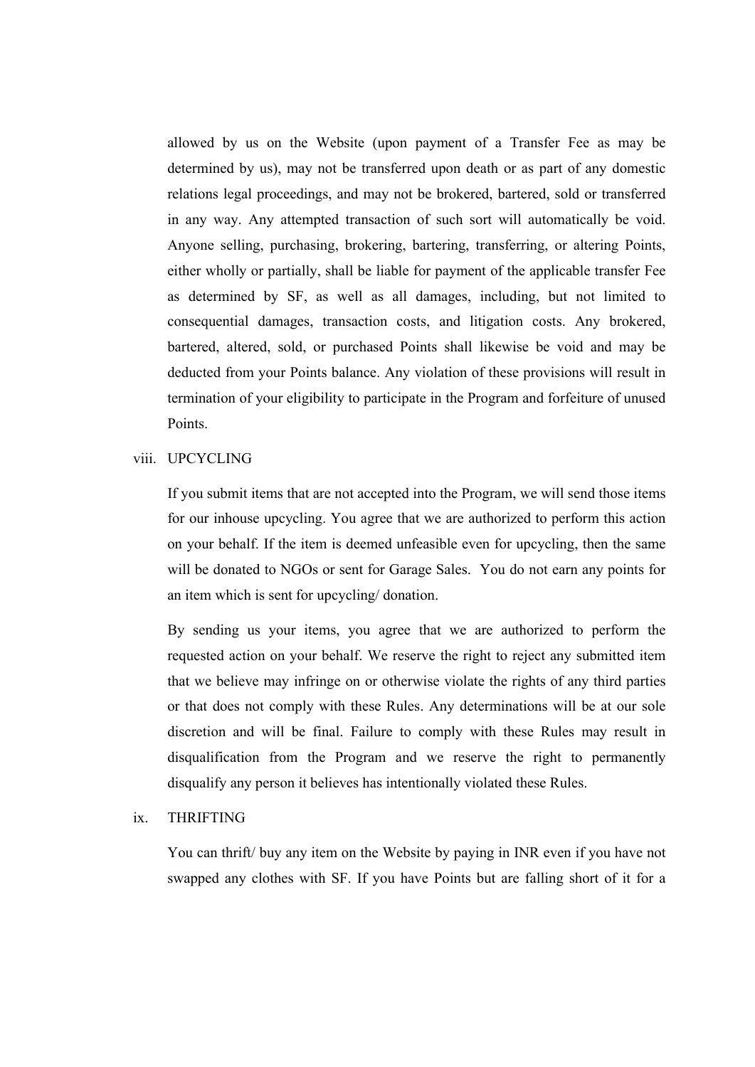allowed by us on the Website (upon payment of a Transfer Fee as may be determined by us), may not be transferred upon death or as part of any domestic relations legal proceedings, and may not be brokered, bartered, sold or transferred in any way. Any attempted transaction of such sort will automatically be void. Anyone selling, purchasing, brokering, bartering, transferring, or altering Points, either wholly or partially, shall be liable for payment of the applicable transfer Fee as determined by SF, as well as all damages, including, but not limited to consequential damages, transaction costs, and litigation costs. Any brokered, bartered, altered, sold, or purchased Points shall likewise be void and may be deducted from your Points balance. Any violation of these provisions will result in termination of your eligibility to participate in the Program and forfeiture of unused Points.

viii. UPCYCLING

If you submit items that are not accepted into the Program, we will send those items for our inhouse upcycling. You agree that we are authorized to perform this action on your behalf. If the item is deemed unfeasible even for upcycling, then the same will be donated to NGOs or sent for Garage Sales. You do not earn any points for an item which is sent for upcycling/ donation.

By sending us your items, you agree that we are authorized to perform the requested action on your behalf. We reserve the right to reject any submitted item that we believe may infringe on or otherwise violate the rights of any third parties or that does not comply with these Rules. Any determinations will be at our sole discretion and will be final. Failure to comply with these Rules may result in disqualification from the Program and we reserve the right to permanently disqualify any person it believes has intentionally violated these Rules.

ix. THRIFTING

You can thrift/ buy any item on the Website by paying in INR even if you have not swapped any clothes with SF. If you have Points but are falling short of it for a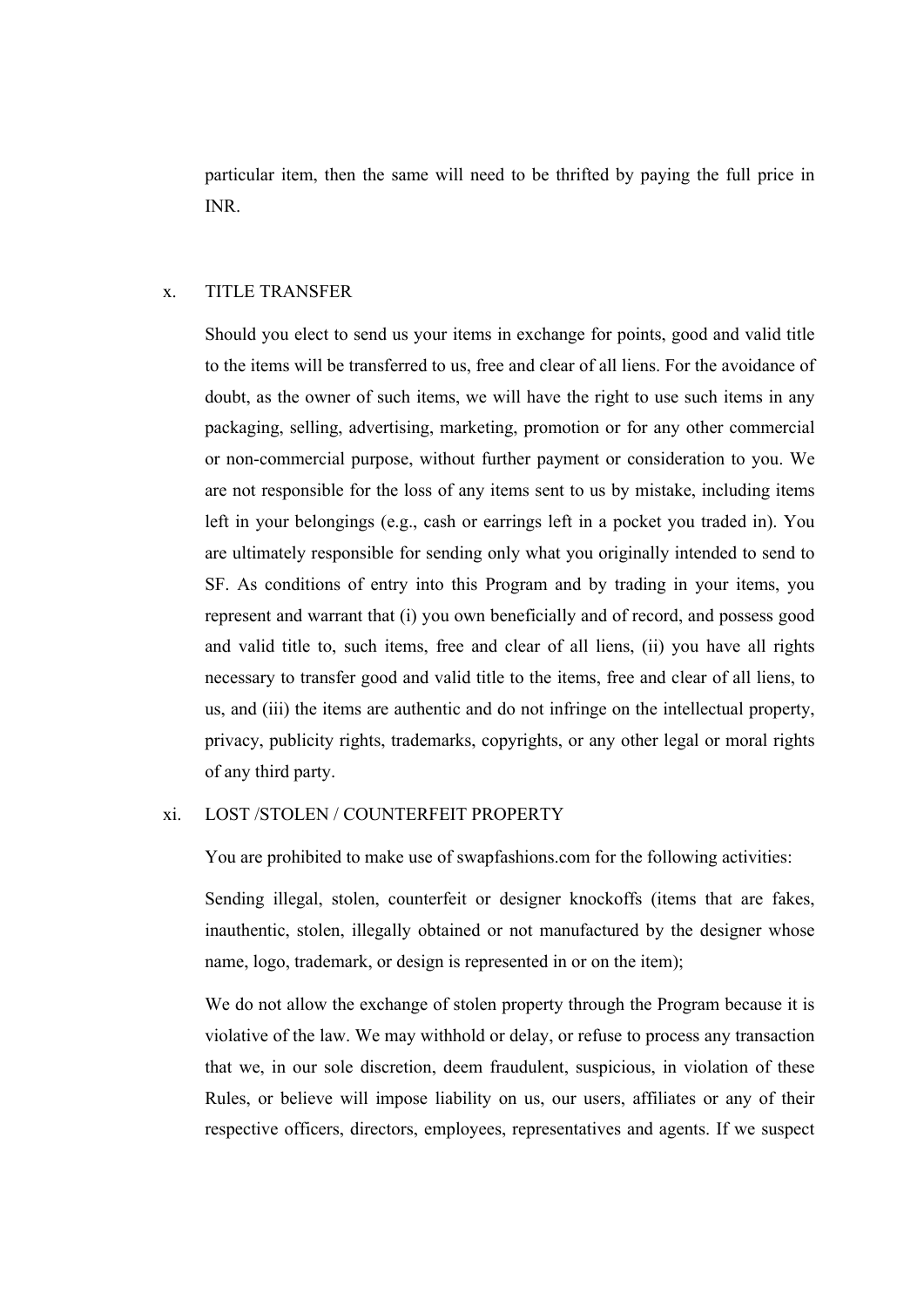particular item, then the same will need to be thrifted by paying the full price in INR.

x. TITLE TRANSFER

Should you elect to send us your items in exchange for points, good and valid title to the items will be transferred to us, free and clear of all liens. For the avoidance of doubt, as the owner of such items, we will have the right to use such items in any packaging, selling, advertising, marketing, promotion or for any other commercial or non-commercial purpose, without further payment or consideration to you. We are not responsible for the loss of any items sent to us by mistake, including items left in your belongings (e.g., cash or earrings left in a pocket you traded in). You are ultimately responsible for sending only what you originally intended to send to SF. As conditions of entry into this Program and by trading in your items, you represent and warrant that (i) you own beneficially and of record, and possess good and valid title to, such items, free and clear of all liens, (ii) you have all rights necessary to transfer good and valid title to the items, free and clear of all liens, to us, and (iii) the items are authentic and do not infringe on the intellectual property, privacy, publicity rights, trademarks, copyrights, or any other legal or moral rights of any third party.

xi. LOST /STOLEN / COUNTERFEIT PROPERTY

You are prohibited to make use of swapfashions.com for the following activities:

Sending illegal, stolen, counterfeit or designer knockoffs (items that are fakes, inauthentic, stolen, illegally obtained or not manufactured by the designer whose name, logo, trademark, or design is represented in or on the item);

We do not allow the exchange of stolen property through the Program because it is violative of the law. We may withhold or delay, or refuse to process any transaction that we, in our sole discretion, deem fraudulent, suspicious, in violation of these Rules, or believe will impose liability on us, our users, affiliates or any of their respective officers, directors, employees, representatives and agents. If we suspect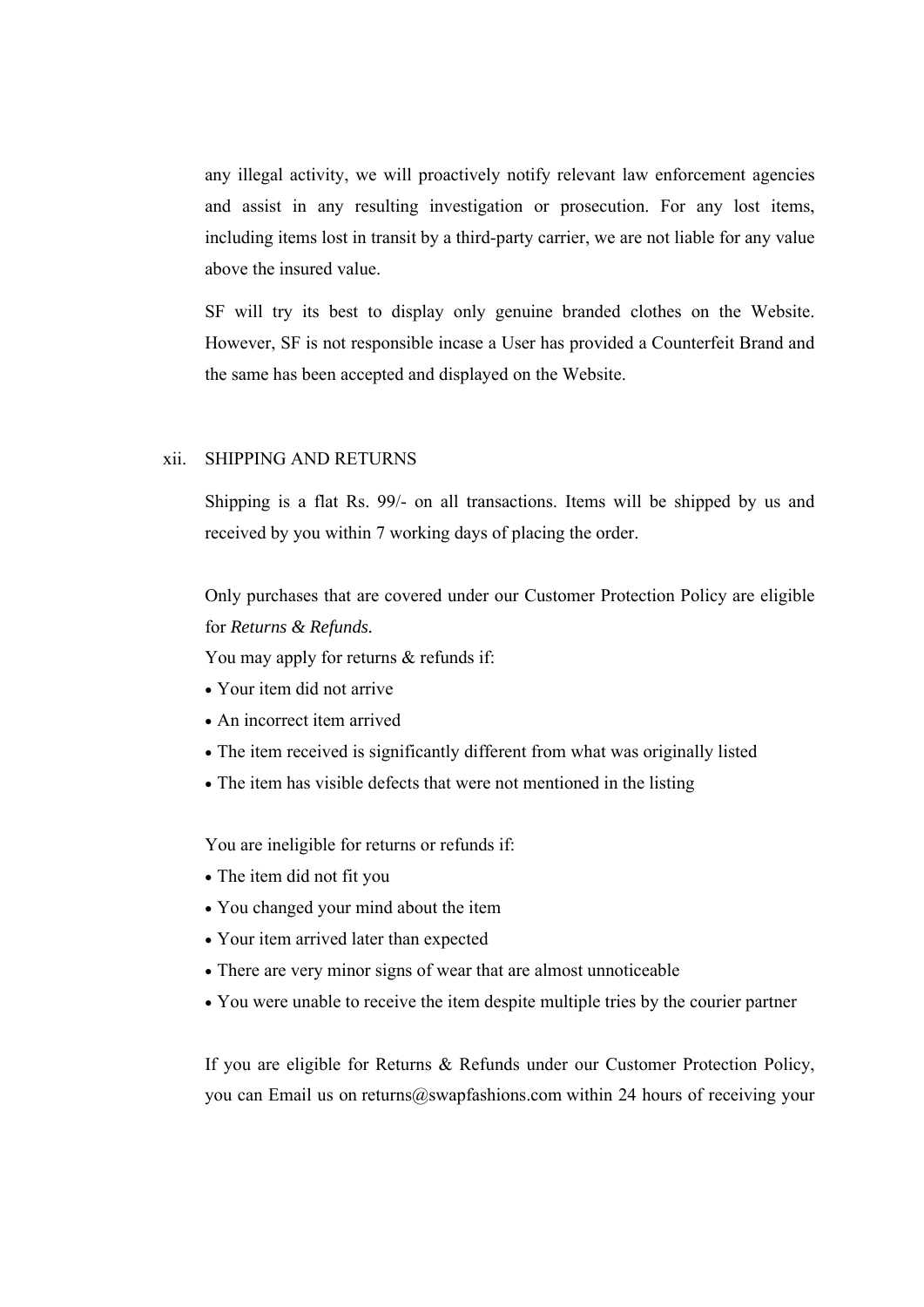any illegal activity, we will proactively notify relevant law enforcement agencies and assist in any resulting investigation or prosecution. For any lost items, including items lost in transit by a third-party carrier, we are not liable for any value above the insured value.

SF will try its best to display only genuine branded clothes on the Website. However, SF is not responsible incase a User has provided a Counterfeit Brand and the same has been accepted and displayed on the Website.

xii. SHIPPING AND RETURNS

Shipping is a flat Rs. 99/- on all transactions. Items will be shipped by us and received by you within 7 working days of placing the order.

Only purchases that are covered under our Customer Protection Policy are eligible for *Returns & Refunds.*

You may apply for returns & refunds if:

- Your item did not arrive
- An incorrect item arrived
- The item received is significantly different from what was originally listed
- The item has visible defects that were not mentioned in the listing

You are ineligible for returns or refunds if:

- The item did not fit you
- You changed your mind about the item
- Your item arrived later than expected
- There are very minor signs of wear that are almost unnoticeable
- You were unable to receive the item despite multiple tries by the courier partner

If you are eligible for Returns & Refunds under our Customer Protection Policy, you can Email us on returns@swapfashions.com within 24 hours of receiving your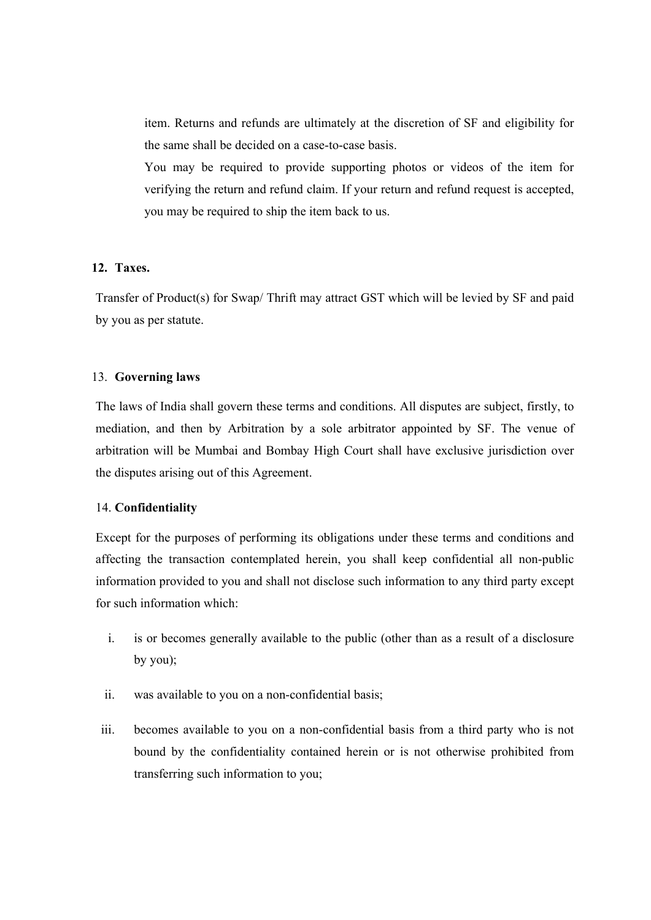item. Returns and refunds are ultimately at the discretion of SF and eligibility for the same shall be decided on a case-to-case basis.

You may be required to provide supporting photos or videos of the item for verifying the return and refund claim. If your return and refund request is accepted, you may be required to ship the item back to us.

**12. Taxes.**

Transfer of Product(s) for Swap/ Thrift may attract GST which will be levied by SF and paid by you as per statute.

13. **Governing laws**

The laws of India shall govern these terms and conditions. All disputes are subject, firstly, to mediation, and then by Arbitration by a sole arbitrator appointed by SF. The venue of arbitration will be Mumbai and Bombay High Court shall have exclusive jurisdiction over the disputes arising out of this Agreement.

14. **Confidentiality**

Except for the purposes of performing its obligations under these terms and conditions and affecting the transaction contemplated herein, you shall keep confidential all non-public information provided to you and shall not disclose such information to any third party except for such information which:

i. is or becomes generally available to the public (other than as a result of a disclosure by you);

ii. was available to you on a non-confidential basis;

iii. becomes available to you on a non-confidential basis from a third party who is not bound by the confidentiality contained herein or is not otherwise prohibited from transferring such information to you;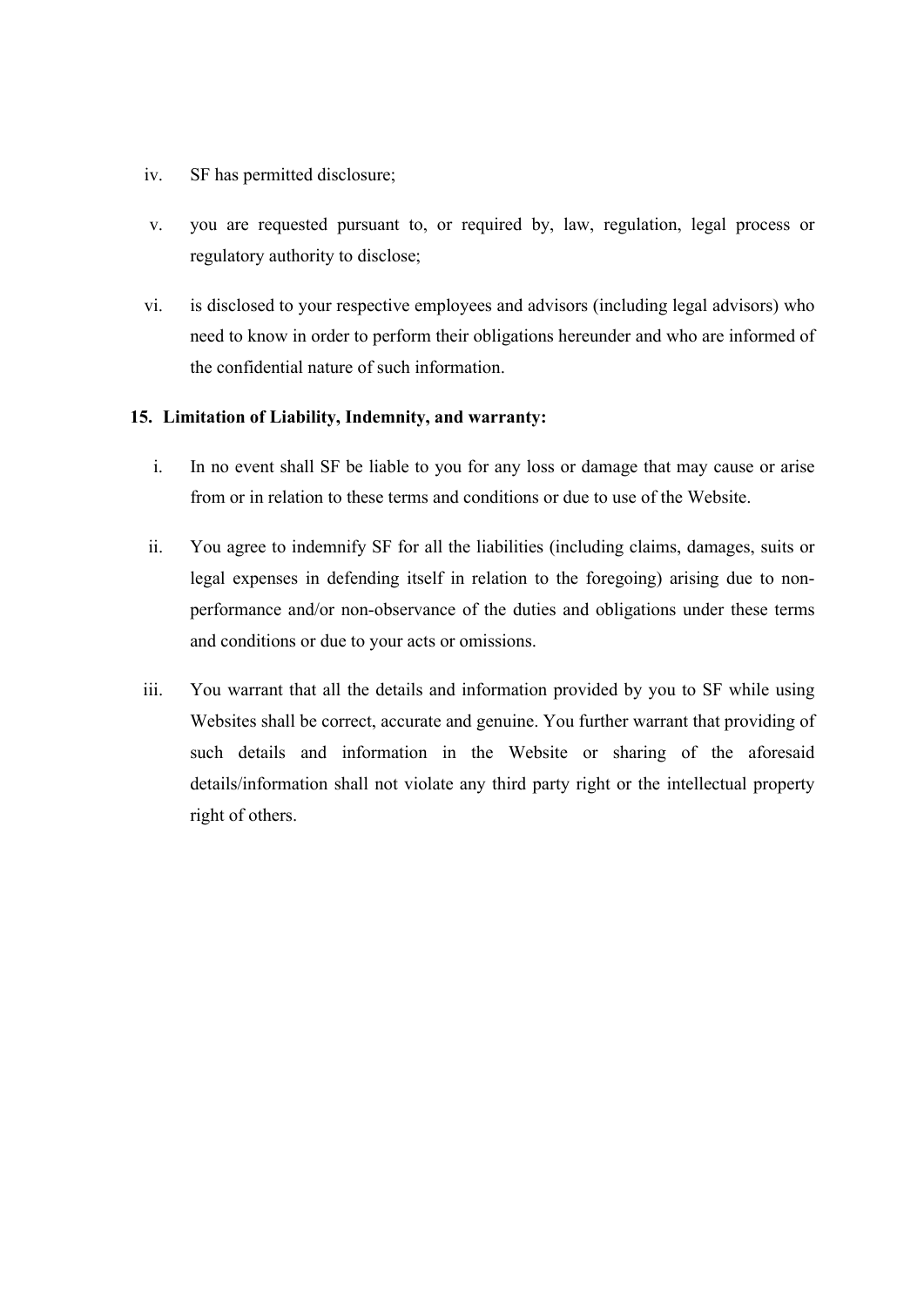iv. SF has permitted disclosure;

v. you are requested pursuant to, or required by, law, regulation, legal process or regulatory authority to disclose;

vi. is disclosed to your respective employees and advisors (including legal advisors) who need to know in order to perform their obligations hereunder and who are informed of the confidential nature of such information.

**15. Limitation of Liability, Indemnity, and warranty:**

i. In no event shall SF be liable to you for any loss or damage that may cause or arise from or in relation to these terms and conditions or due to use of the Website.

ii. You agree to indemnify SF for all the liabilities (including claims, damages, suits or legal expenses in defending itself in relation to the foregoing) arising due to non-performance and/or non-observance of the duties and obligations under these terms and conditions or due to your acts or omissions.

iii. You warrant that all the details and information provided by you to SF while using Websites shall be correct, accurate and genuine. You further warrant that providing of such details and information in the Website or sharing of the aforesaid details/information shall not violate any third party right or the intellectual property right of others.